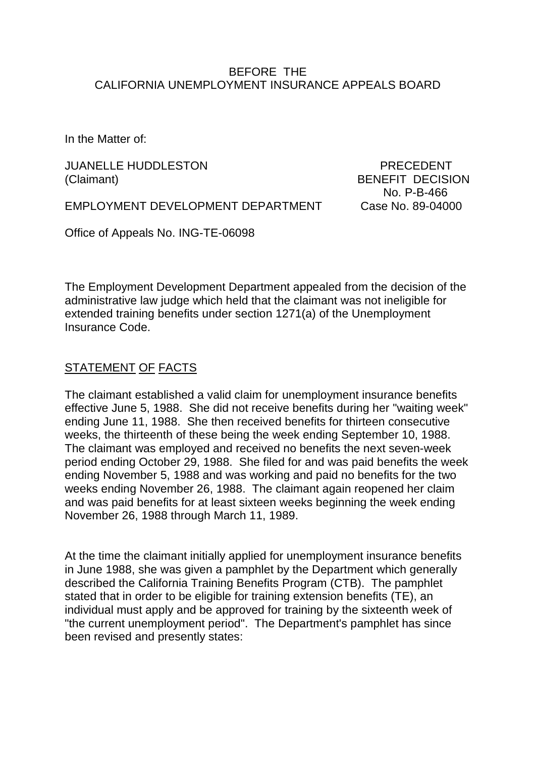BEFORE THE
CALIFORNIA UNEMPLOYMENT INSURANCE APPEALS BOARD

In the Matter of:

JUANELLE HUDDLESTON
(Claimant)

EMPLOYMENT DEVELOPMENT DEPARTMENT

PRECEDENT
BENEFIT DECISION
No. P-B-466
Case No. 89-04000

Office of Appeals No. ING-TE-06098

The Employment Development Department appealed from the decision of the administrative law judge which held that the claimant was not ineligible for extended training benefits under section 1271(a) of the Unemployment Insurance Code.

## STATEMENT OF FACTS

The claimant established a valid claim for unemployment insurance benefits effective June 5, 1988. She did not receive benefits during her "waiting week" ending June 11, 1988. She then received benefits for thirteen consecutive weeks, the thirteenth of these being the week ending September 10, 1988. The claimant was employed and received no benefits the next seven-week period ending October 29, 1988. She filed for and was paid benefits the week ending November 5, 1988 and was working and paid no benefits for the two weeks ending November 26, 1988. The claimant again reopened her claim and was paid benefits for at least sixteen weeks beginning the week ending November 26, 1988 through March 11, 1989.

At the time the claimant initially applied for unemployment insurance benefits in June 1988, she was given a pamphlet by the Department which generally described the California Training Benefits Program (CTB). The pamphlet stated that in order to be eligible for training extension benefits (TE), an individual must apply and be approved for training by the sixteenth week of "the current unemployment period". The Department's pamphlet has since been revised and presently states: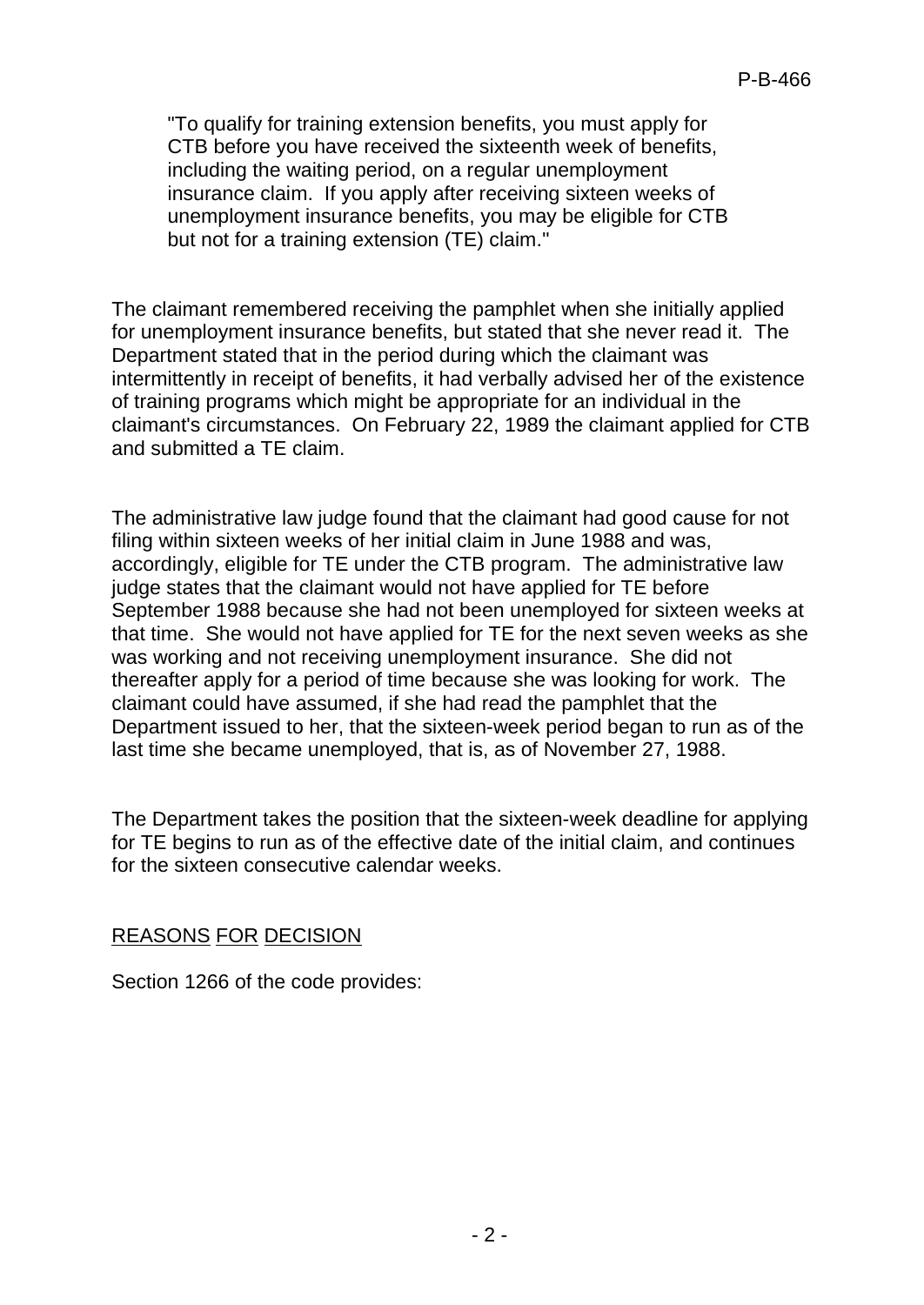> "To qualify for training extension benefits, you must apply for CTB before you have received the sixteenth week of benefits, including the waiting period, on a regular unemployment insurance claim. If you apply after receiving sixteen weeks of unemployment insurance benefits, you may be eligible for CTB but not for a training extension (TE) claim."

The claimant remembered receiving the pamphlet when she initially applied for unemployment insurance benefits, but stated that she never read it. The Department stated that in the period during which the claimant was intermittently in receipt of benefits, it had verbally advised her of the existence of training programs which might be appropriate for an individual in the claimant's circumstances. On February 22, 1989 the claimant applied for CTB and submitted a TE claim.

The administrative law judge found that the claimant had good cause for not filing within sixteen weeks of her initial claim in June 1988 and was, accordingly, eligible for TE under the CTB program. The administrative law judge states that the claimant would not have applied for TE before September 1988 because she had not been unemployed for sixteen weeks at that time. She would not have applied for TE for the next seven weeks as she was working and not receiving unemployment insurance. She did not thereafter apply for a period of time because she was looking for work. The claimant could have assumed, if she had read the pamphlet that the Department issued to her, that the sixteen-week period began to run as of the last time she became unemployed, that is, as of November 27, 1988.

The Department takes the position that the sixteen-week deadline for applying for TE begins to run as of the effective date of the initial claim, and continues for the sixteen consecutive calendar weeks.

## REASONS FOR DECISION

Section 1266 of the code provides: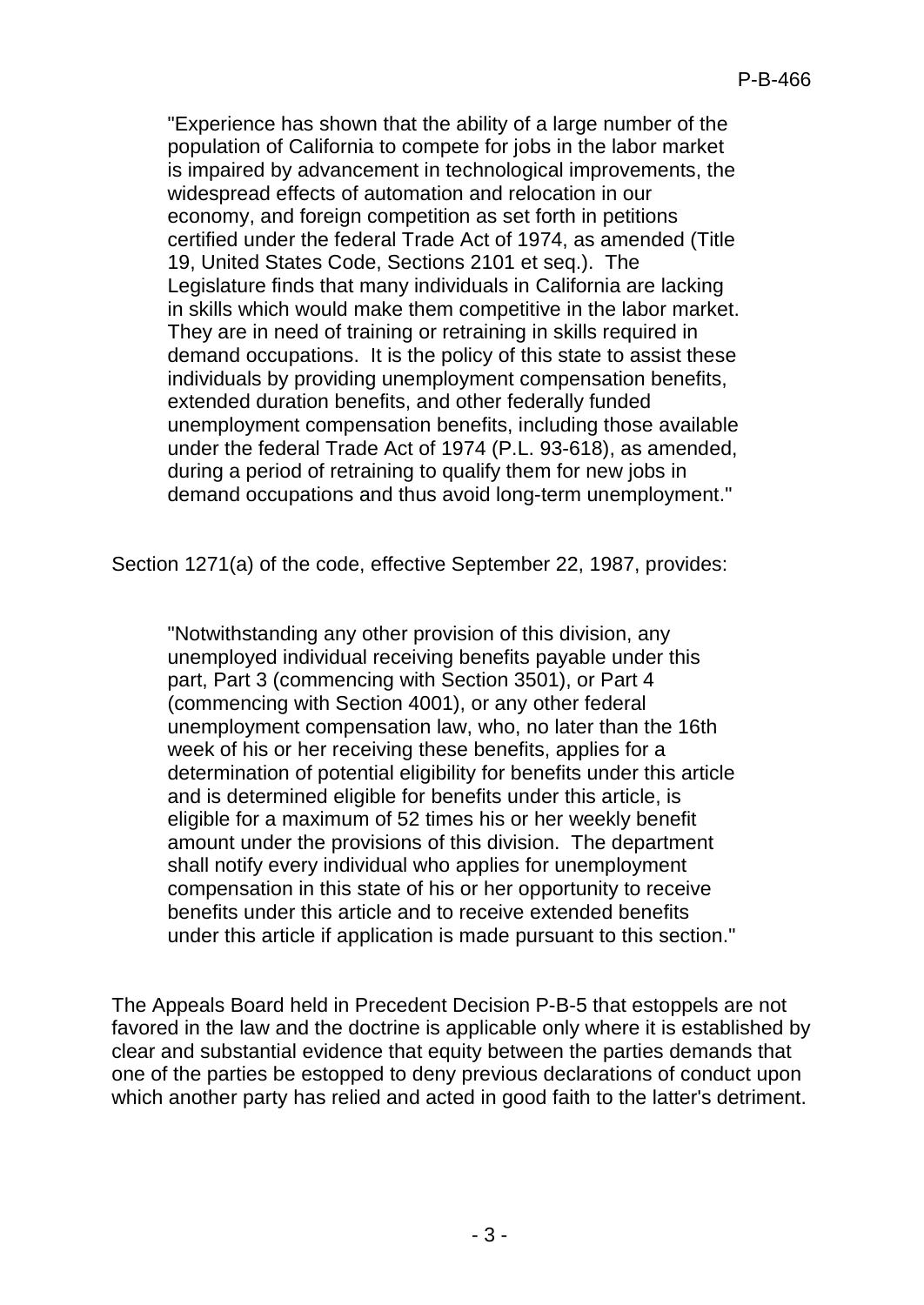> "Experience has shown that the ability of a large number of the population of California to compete for jobs in the labor market is impaired by advancement in technological improvements, the widespread effects of automation and relocation in our economy, and foreign competition as set forth in petitions certified under the federal Trade Act of 1974, as amended (Title 19, United States Code, Sections 2101 et seq.). The Legislature finds that many individuals in California are lacking in skills which would make them competitive in the labor market. They are in need of training or retraining in skills required in demand occupations. It is the policy of this state to assist these individuals by providing unemployment compensation benefits, extended duration benefits, and other federally funded unemployment compensation benefits, including those available under the federal Trade Act of 1974 (P.L. 93-618), as amended, during a period of retraining to qualify them for new jobs in demand occupations and thus avoid long-term unemployment."

Section 1271(a) of the code, effective September 22, 1987, provides:

> "Notwithstanding any other provision of this division, any unemployed individual receiving benefits payable under this part, Part 3 (commencing with Section 3501), or Part 4 (commencing with Section 4001), or any other federal unemployment compensation law, who, no later than the 16th week of his or her receiving these benefits, applies for a determination of potential eligibility for benefits under this article and is determined eligible for benefits under this article, is eligible for a maximum of 52 times his or her weekly benefit amount under the provisions of this division. The department shall notify every individual who applies for unemployment compensation in this state of his or her opportunity to receive benefits under this article and to receive extended benefits under this article if application is made pursuant to this section."

The Appeals Board held in Precedent Decision P-B-5 that estoppels are not favored in the law and the doctrine is applicable only where it is established by clear and substantial evidence that equity between the parties demands that one of the parties be estopped to deny previous declarations of conduct upon which another party has relied and acted in good faith to the latter's detriment.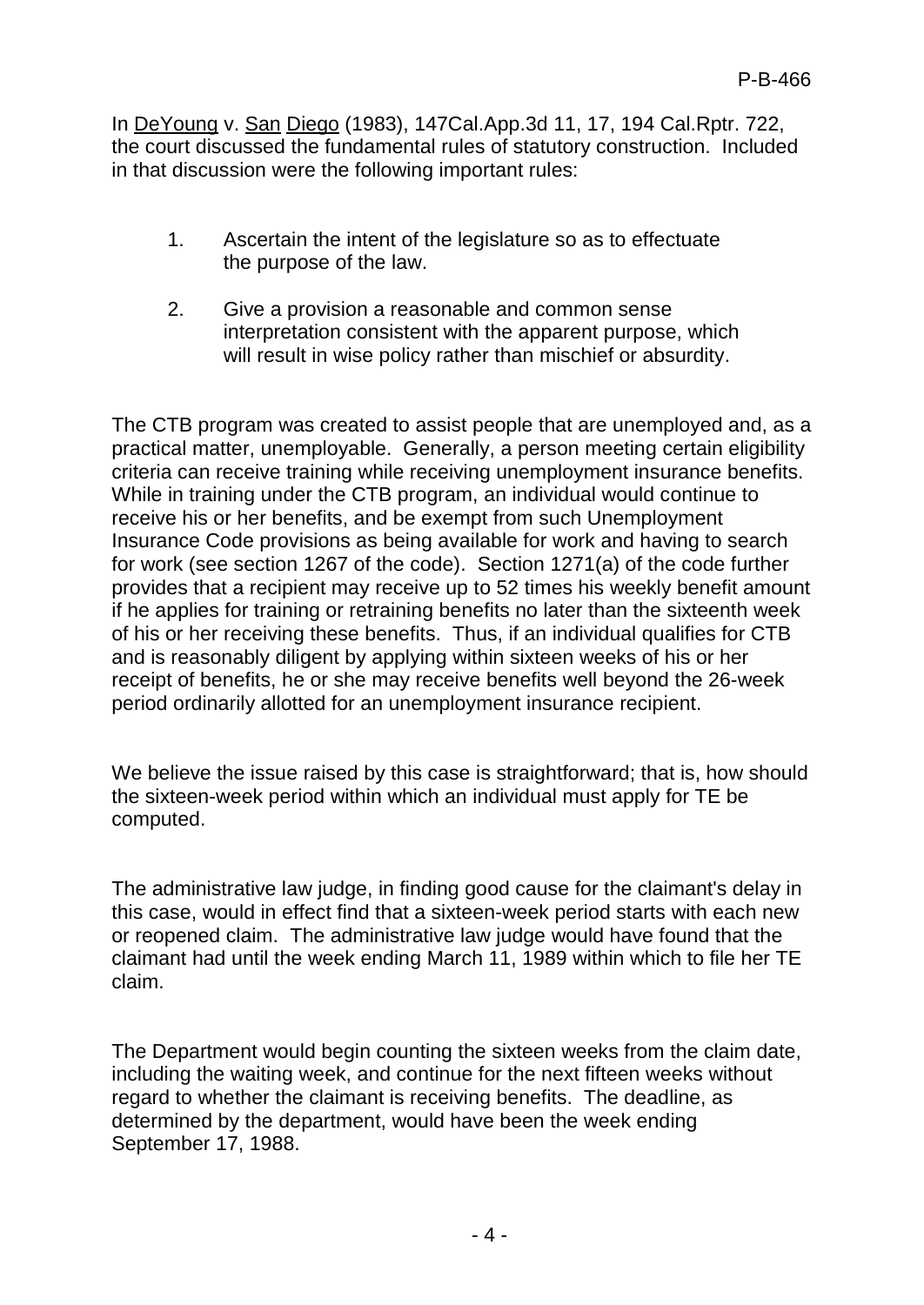In DeYoung v. San Diego (1983), 147Cal.App.3d 11, 17, 194 Cal.Rptr. 722, the court discussed the fundamental rules of statutory construction. Included in that discussion were the following important rules:

1. Ascertain the intent of the legislature so as to effectuate the purpose of the law.

2. Give a provision a reasonable and common sense interpretation consistent with the apparent purpose, which will result in wise policy rather than mischief or absurdity.

The CTB program was created to assist people that are unemployed and, as a practical matter, unemployable. Generally, a person meeting certain eligibility criteria can receive training while receiving unemployment insurance benefits. While in training under the CTB program, an individual would continue to receive his or her benefits, and be exempt from such Unemployment Insurance Code provisions as being available for work and having to search for work (see section 1267 of the code). Section 1271(a) of the code further provides that a recipient may receive up to 52 times his weekly benefit amount if he applies for training or retraining benefits no later than the sixteenth week of his or her receiving these benefits. Thus, if an individual qualifies for CTB and is reasonably diligent by applying within sixteen weeks of his or her receipt of benefits, he or she may receive benefits well beyond the 26-week period ordinarily allotted for an unemployment insurance recipient.

We believe the issue raised by this case is straightforward; that is, how should the sixteen-week period within which an individual must apply for TE be computed.

The administrative law judge, in finding good cause for the claimant's delay in this case, would in effect find that a sixteen-week period starts with each new or reopened claim. The administrative law judge would have found that the claimant had until the week ending March 11, 1989 within which to file her TE claim.

The Department would begin counting the sixteen weeks from the claim date, including the waiting week, and continue for the next fifteen weeks without regard to whether the claimant is receiving benefits. The deadline, as determined by the department, would have been the week ending September 17, 1988.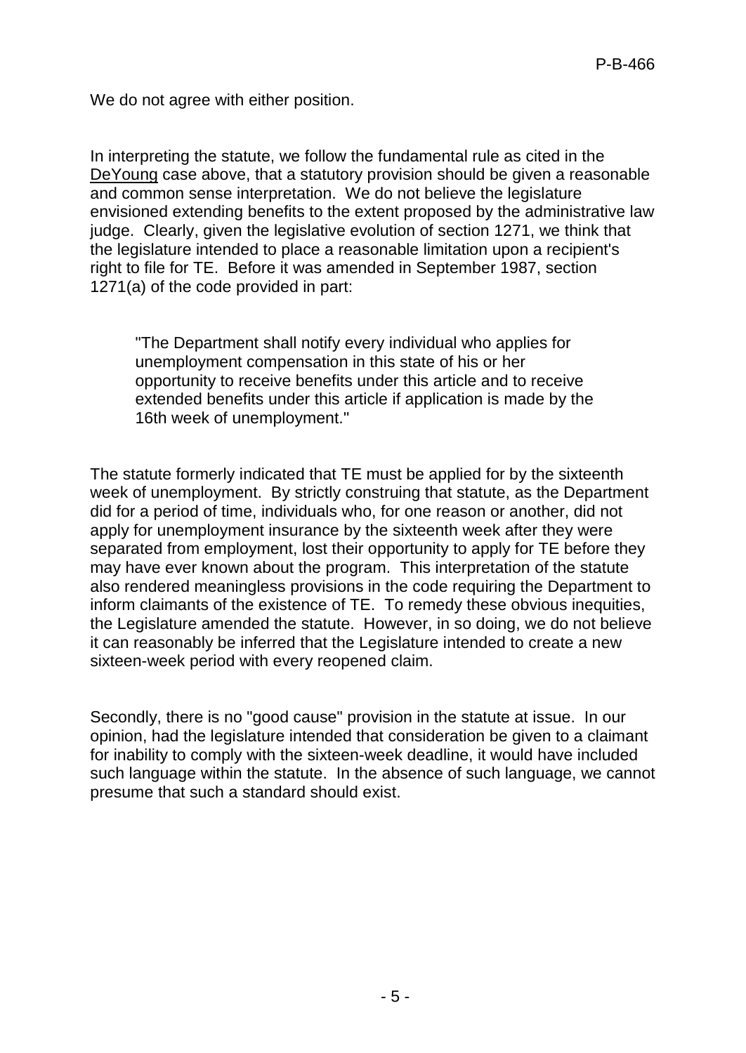We do not agree with either position.

In interpreting the statute, we follow the fundamental rule as cited in the DeYoung case above, that a statutory provision should be given a reasonable and common sense interpretation. We do not believe the legislature envisioned extending benefits to the extent proposed by the administrative law judge. Clearly, given the legislative evolution of section 1271, we think that the legislature intended to place a reasonable limitation upon a recipient's right to file for TE. Before it was amended in September 1987, section 1271(a) of the code provided in part:

> "The Department shall notify every individual who applies for unemployment compensation in this state of his or her opportunity to receive benefits under this article and to receive extended benefits under this article if application is made by the 16th week of unemployment."

The statute formerly indicated that TE must be applied for by the sixteenth week of unemployment. By strictly construing that statute, as the Department did for a period of time, individuals who, for one reason or another, did not apply for unemployment insurance by the sixteenth week after they were separated from employment, lost their opportunity to apply for TE before they may have ever known about the program. This interpretation of the statute also rendered meaningless provisions in the code requiring the Department to inform claimants of the existence of TE. To remedy these obvious inequities, the Legislature amended the statute. However, in so doing, we do not believe it can reasonably be inferred that the Legislature intended to create a new sixteen-week period with every reopened claim.

Secondly, there is no "good cause" provision in the statute at issue. In our opinion, had the legislature intended that consideration be given to a claimant for inability to comply with the sixteen-week deadline, it would have included such language within the statute. In the absence of such language, we cannot presume that such a standard should exist.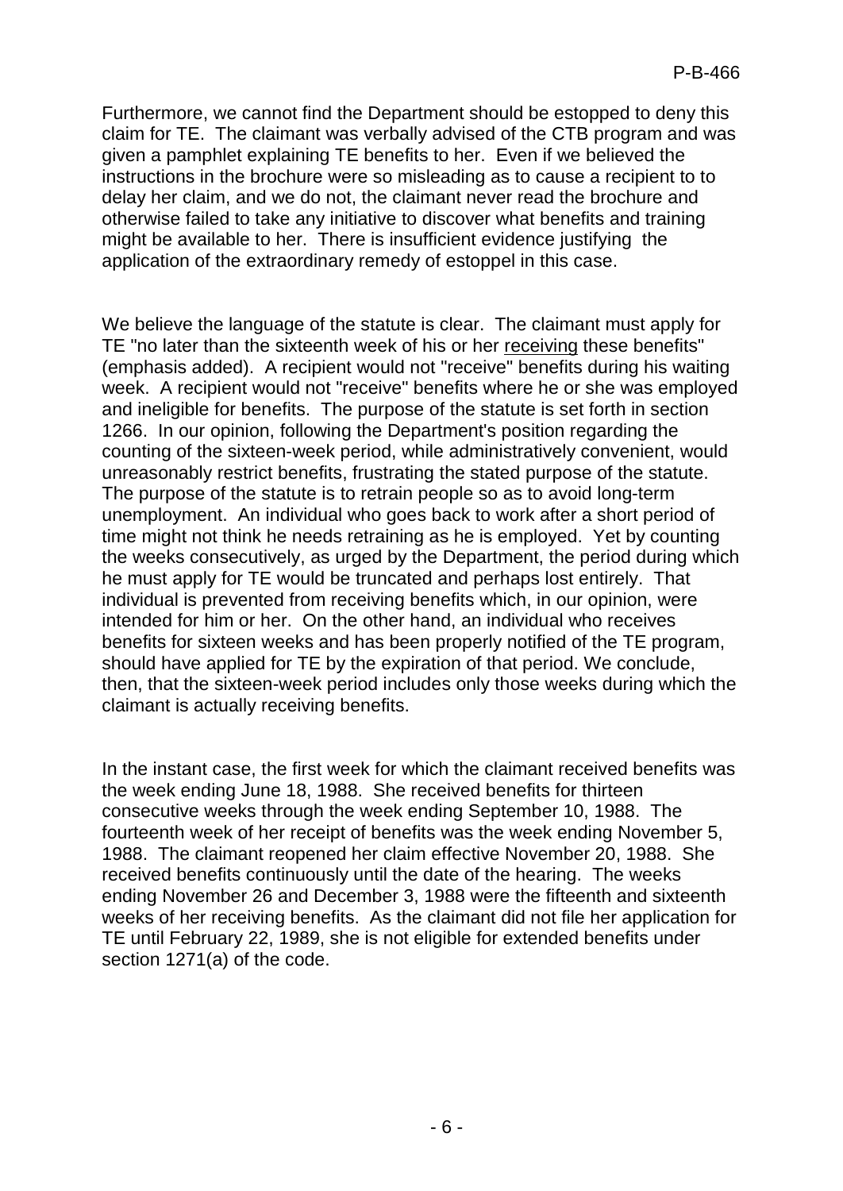Furthermore, we cannot find the Department should be estopped to deny this claim for TE. The claimant was verbally advised of the CTB program and was given a pamphlet explaining TE benefits to her. Even if we believed the instructions in the brochure were so misleading as to cause a recipient to to delay her claim, and we do not, the claimant never read the brochure and otherwise failed to take any initiative to discover what benefits and training might be available to her. There is insufficient evidence justifying the application of the extraordinary remedy of estoppel in this case.

We believe the language of the statute is clear. The claimant must apply for TE "no later than the sixteenth week of his or her receiving these benefits" (emphasis added). A recipient would not "receive" benefits during his waiting week. A recipient would not "receive" benefits where he or she was employed and ineligible for benefits. The purpose of the statute is set forth in section 1266. In our opinion, following the Department's position regarding the counting of the sixteen-week period, while administratively convenient, would unreasonably restrict benefits, frustrating the stated purpose of the statute. The purpose of the statute is to retrain people so as to avoid long-term unemployment. An individual who goes back to work after a short period of time might not think he needs retraining as he is employed. Yet by counting the weeks consecutively, as urged by the Department, the period during which he must apply for TE would be truncated and perhaps lost entirely. That individual is prevented from receiving benefits which, in our opinion, were intended for him or her. On the other hand, an individual who receives benefits for sixteen weeks and has been properly notified of the TE program, should have applied for TE by the expiration of that period. We conclude, then, that the sixteen-week period includes only those weeks during which the claimant is actually receiving benefits.

In the instant case, the first week for which the claimant received benefits was the week ending June 18, 1988. She received benefits for thirteen consecutive weeks through the week ending September 10, 1988. The fourteenth week of her receipt of benefits was the week ending November 5, 1988. The claimant reopened her claim effective November 20, 1988. She received benefits continuously until the date of the hearing. The weeks ending November 26 and December 3, 1988 were the fifteenth and sixteenth weeks of her receiving benefits. As the claimant did not file her application for TE until February 22, 1989, she is not eligible for extended benefits under section 1271(a) of the code.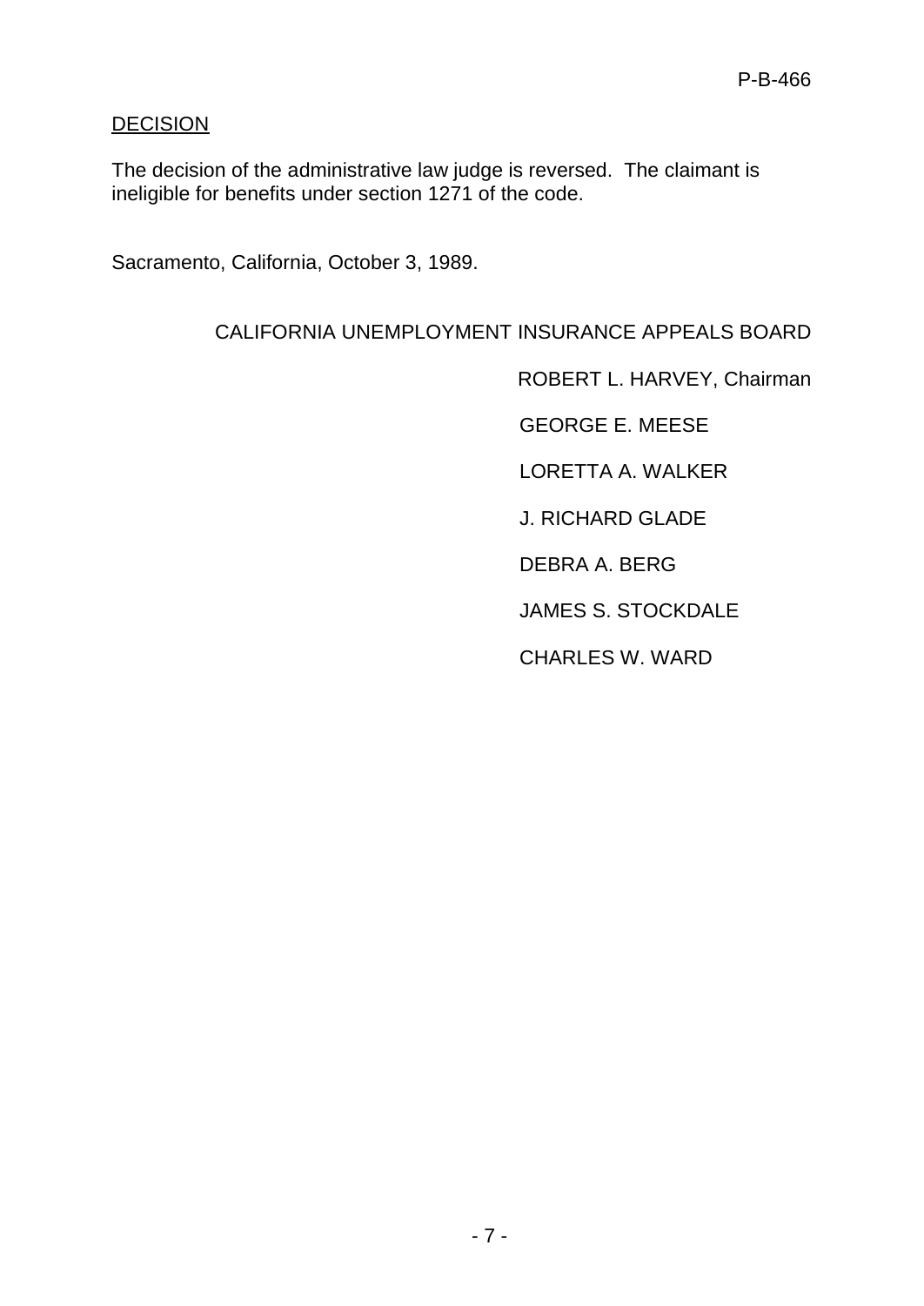P-B-466

DECISION

The decision of the administrative law judge is reversed. The claimant is ineligible for benefits under section 1271 of the code.

Sacramento, California, October 3, 1989.

CALIFORNIA UNEMPLOYMENT INSURANCE APPEALS BOARD

ROBERT L. HARVEY, Chairman

GEORGE E. MEESE

LORETTA A. WALKER

J. RICHARD GLADE

DEBRA A. BERG

JAMES S. STOCKDALE

CHARLES W. WARD